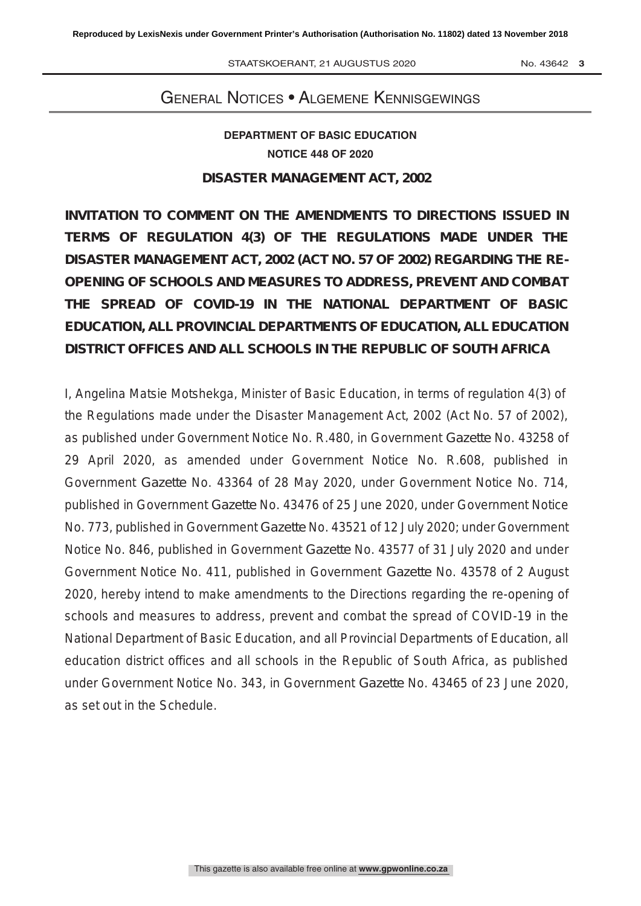# General Notices • Algemene Kennisgewings

## DEPARTMENT OF BASIC EDUCATION

### NOTICE 448 OF 2020

### DISASTER MANAGEMENT ACT, 2002

**INVITATION TO COMMENT ON THE AMENDMENTS TO DIRECTIONS ISSUED IN TERMS OF REGULATION 4(3) OF THE REGULATIONS MADE UNDER THE DISASTER MANAGEMENT ACT, 2002 (ACT NO. 57 OF 2002) REGARDING THE RE-OPENING OF SCHOOLS AND MEASURES TO ADDRESS, PREVENT AND COMBAT THE SPREAD OF COVID-19 IN THE NATIONAL DEPARTMENT OF BASIC EDUCATION, ALL PROVINCIAL DEPARTMENTS OF EDUCATION, ALL EDUCATION DISTRICT OFFICES AND ALL SCHOOLS IN THE REPUBLIC OF SOUTH AFRICA**

I, Angelina Matsie Motshekga, Minister of Basic Education, in terms of regulation 4(3) of the Regulations made under the Disaster Management Act, 2002 (Act No. 57 of 2002), as published under Government Notice No. R.480, in Government *Gazette* No. 43258 of 29 April 2020, as amended under Government Notice No. R.608, published in Government *Gazette* No. 43364 of 28 May 2020, under Government Notice No. 714, published in Government *Gazette* No. 43476 of 25 June 2020, under Government Notice No. 773, published in Government *Gazette* No. 43521 of 12 July 2020; under Government Notice No. 846, published in Government *Gazette* No. 43577 of 31 July 2020 and under Government Notice No. 411, published in Government *Gazette* No. 43578 of 2 August 2020, hereby intend to make amendments to the Directions regarding the re-opening of schools and measures to address, prevent and combat the spread of COVID-19 in the National Department of Basic Education, and all Provincial Departments of Education, all education district offices and all schools in the Republic of South Africa, as published under Government Notice No. 343, in Government *Gazette* No. 43465 of 23 June 2020, as set out in the Schedule.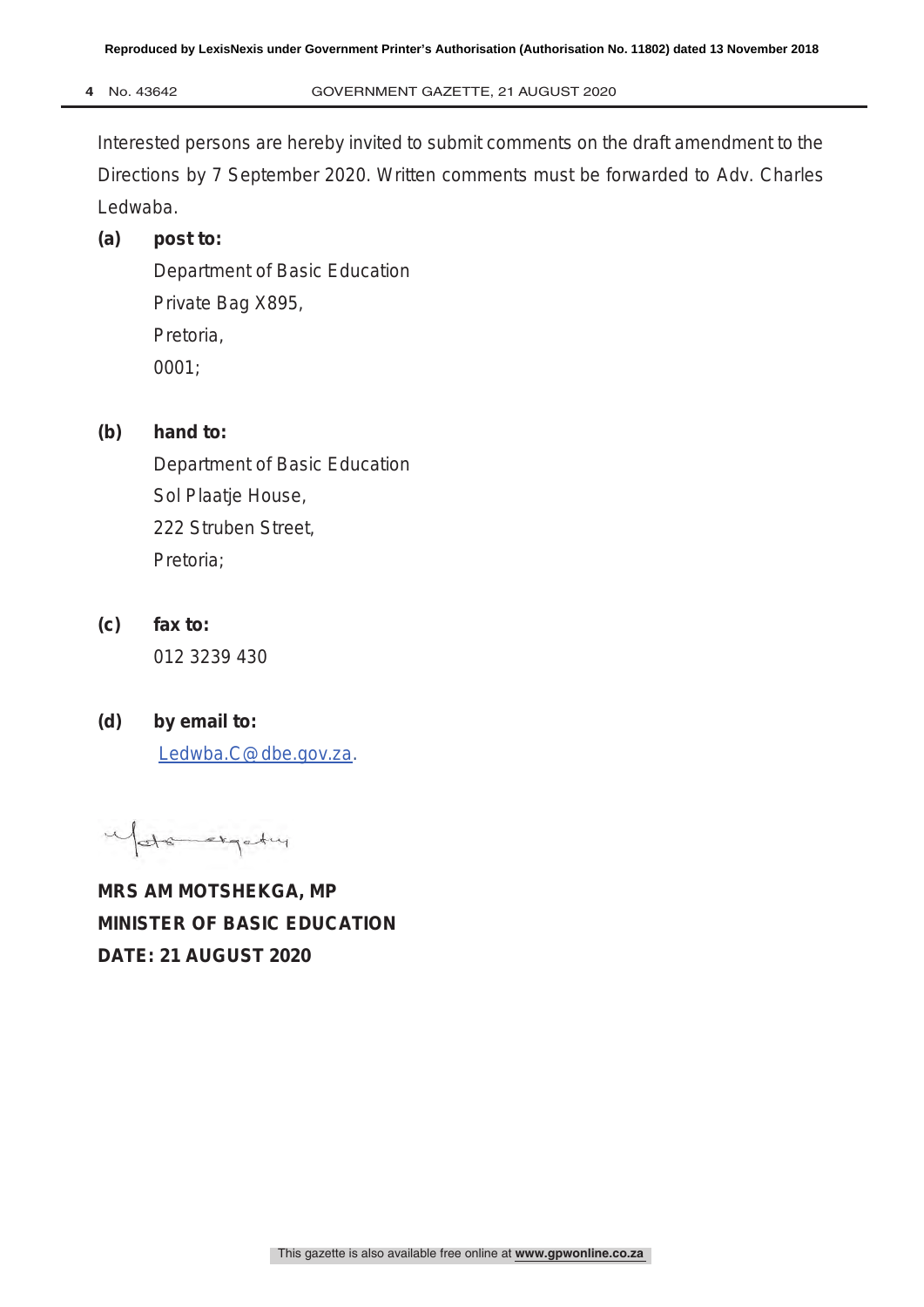Interested persons are hereby invited to submit comments on the draft amendment to the Directions by 7 September 2020. Written comments must be forwarded to Adv. Charles Ledwaba.

**(a) post to:**

Department of Basic Education
Private Bag X895,
Pretoria,
0001;

**(b) hand to:**

Department of Basic Education
Sol Plaatje House,
222 Struben Street,
Pretoria;

**(c) fax to:**

012 3239 430

**(d) by email to:**

Ledwba.C@dbe.gov.za.

**MRS AM MOTSHEKGA, MP**
**MINISTER OF BASIC EDUCATION**
**DATE: 21 AUGUST 2020**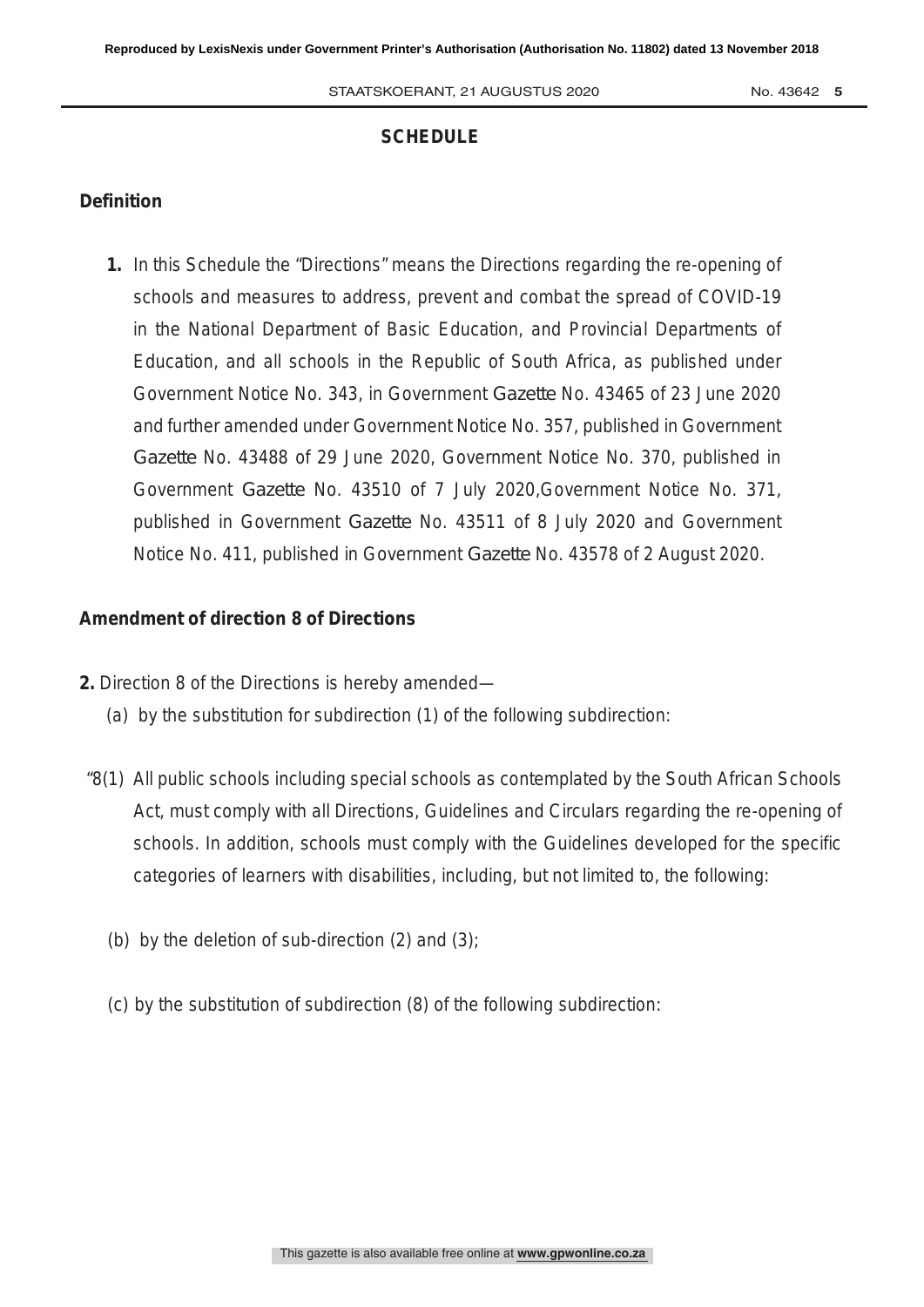## SCHEDULE

### Definition

**1.** In this Schedule the "Directions" means the Directions regarding the re-opening of schools and measures to address, prevent and combat the spread of COVID-19 in the National Department of Basic Education, and Provincial Departments of Education, and all schools in the Republic of South Africa, as published under Government Notice No. 343, in Government *Gazette* No. 43465 of 23 June 2020 and further amended under Government Notice No. 357, published in Government *Gazette* No. 43488 of 29 June 2020, Government Notice No. 370, published in Government *Gazette* No. 43510 of 7 July 2020,Government Notice No. 371, published in Government *Gazette* No. 43511 of 8 July 2020 and Government Notice No. 411, published in Government *Gazette* No. 43578 of 2 August 2020.

### Amendment of direction 8 of Directions

**2.** Direction 8 of the Directions is hereby amended—

(a) by the substitution for subdirection (1) of the following subdirection:

"8(1) All public schools including special schools as contemplated by the South African Schools Act, must comply with all Directions, Guidelines and Circulars regarding the re-opening of schools. In addition, schools must comply with the Guidelines developed for the specific categories of learners with disabilities, including, but not limited to, the following:

(b) by the deletion of sub-direction (2) and (3);

(c) by the substitution of subdirection (8) of the following subdirection: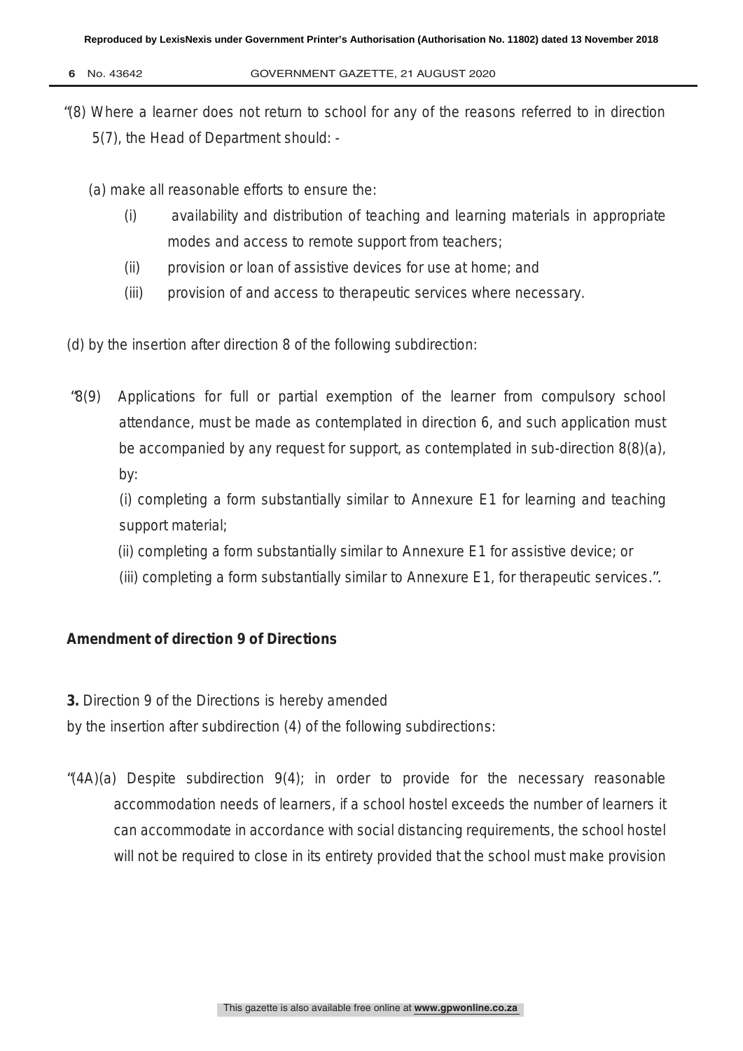"(8) Where a learner does not return to school for any of the reasons referred to in direction 5(7), the Head of Department should: -

(a) make all reasonable efforts to ensure the:

(i) availability and distribution of teaching and learning materials in appropriate modes and access to remote support from teachers;

(ii) provision or loan of assistive devices for use at home; and

(iii) provision of and access to therapeutic services where necessary.

(d) by the insertion after direction 8 of the following subdirection:

"8(9) Applications for full or partial exemption of the learner from compulsory school attendance, must be made as contemplated in direction 6, and such application must be accompanied by any request for support, as contemplated in sub-direction 8(8)(a), by:

(i) completing a form substantially similar to Annexure E1 for learning and teaching support material;

(ii) completing a form substantially similar to Annexure E1 for assistive device; or

(iii) completing a form substantially similar to Annexure E1, for therapeutic services.".

**Amendment of direction 9 of Directions**

**3.** Direction 9 of the Directions is hereby amended by the insertion after subdirection (4) of the following subdirections:

"(4A)(a) Despite subdirection 9(4); in order to provide for the necessary reasonable accommodation needs of learners, if a school hostel exceeds the number of learners it can accommodate in accordance with social distancing requirements, the school hostel will not be required to close in its entirety provided that the school must make provision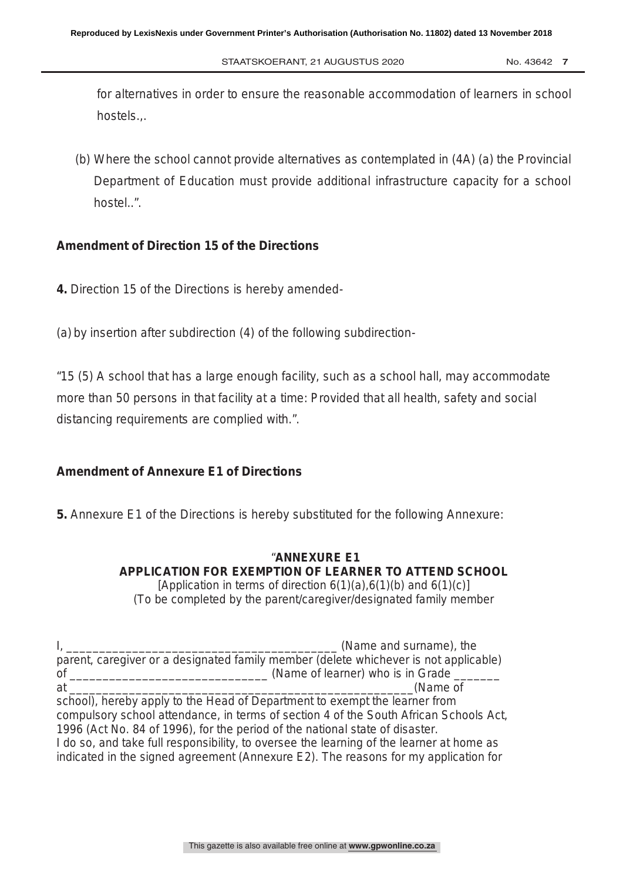for alternatives in order to ensure the reasonable accommodation of learners in school hostels.,.

(b) Where the school cannot provide alternatives as contemplated in (4A) (a) the Provincial Department of Education must provide additional infrastructure capacity for a school hostel..".

**Amendment of Direction 15 of the Directions**

**4.** Direction 15 of the Directions is hereby amended-

(a) by insertion after subdirection (4) of the following subdirection-

"15 (5) A school that has a large enough facility, such as a school hall, may accommodate more than 50 persons in that facility at a time: Provided that all health, safety and social distancing requirements are complied with.".

**Amendment of Annexure E1 of Directions**

**5.** Annexure E1 of the Directions is hereby substituted for the following Annexure:

"**ANNEXURE E1**
**APPLICATION FOR EXEMPTION OF LEARNER TO ATTEND SCHOOL**
[Application in terms of direction 6(1)(a),6(1)(b) and 6(1)(c)]
(To be completed by the parent/caregiver/designated family member

I, ________________________________________ (Name and surname), the parent, caregiver or a designated family member (delete whichever is not applicable) of ______________________________ (Name of learner) who is in Grade _______ at ____________________________________________________(Name of school), hereby apply to the Head of Department to exempt the learner from compulsory school attendance, in terms of section 4 of the South African Schools Act, 1996 (Act No. 84 of 1996), for the period of the national state of disaster.
I do so, and take full responsibility, to oversee the learning of the learner at home as indicated in the signed agreement (Annexure E2). The reasons for my application for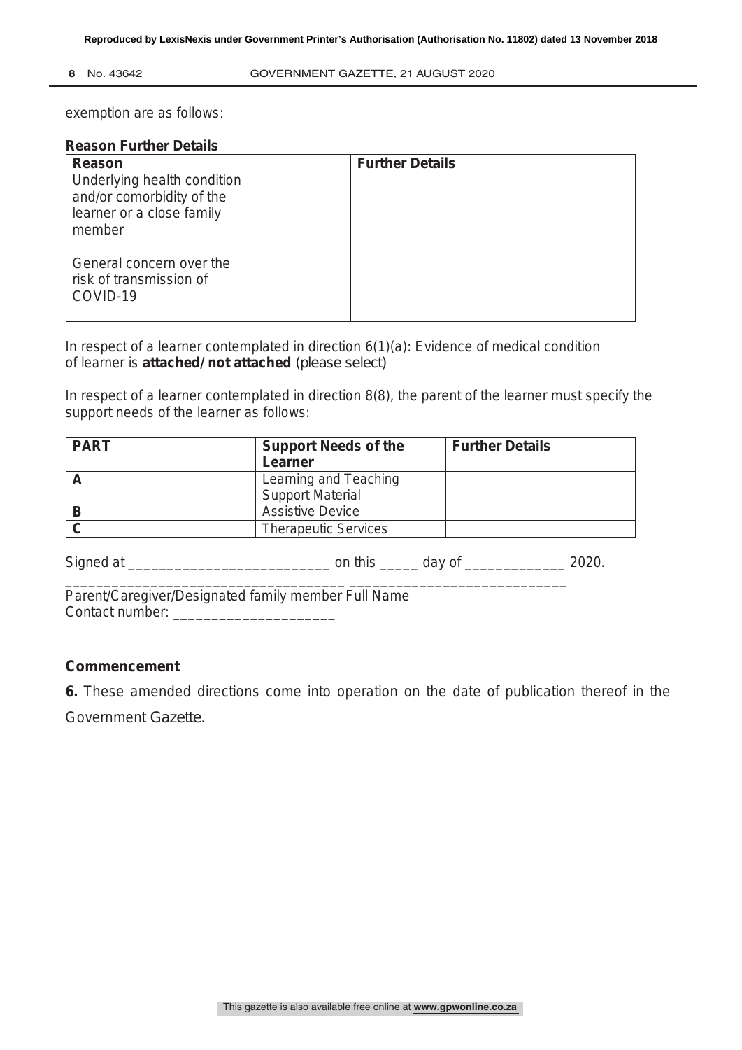exemption are as follows:

**Reason Further Details**

| Reason | Further Details |
|---|---|
| Underlying health condition and/or comorbidity of the learner or a close family member | |
| General concern over the risk of transmission of COVID-19 | |

In respect of a learner contemplated in direction 6(1)(a): Evidence of medical condition of learner is **attached/ not attached** (please select)

In respect of a learner contemplated in direction 8(8), the parent of the learner must specify the support needs of the learner as follows:

| PART | Support Needs of the Learner | Further Details |
|---|---|---|
| A | Learning and Teaching Support Material | |
| B | Assistive Device | |
| C | Therapeutic Services | |

Signed at __________________________ on this _____ day of _____________ 2020.

__________________________________ ____________________________

Parent/Caregiver/Designated family member Full Name

Contact number: ____________________

**Commencement**

**6.** These amended directions come into operation on the date of publication thereof in the Government *Gazette*.